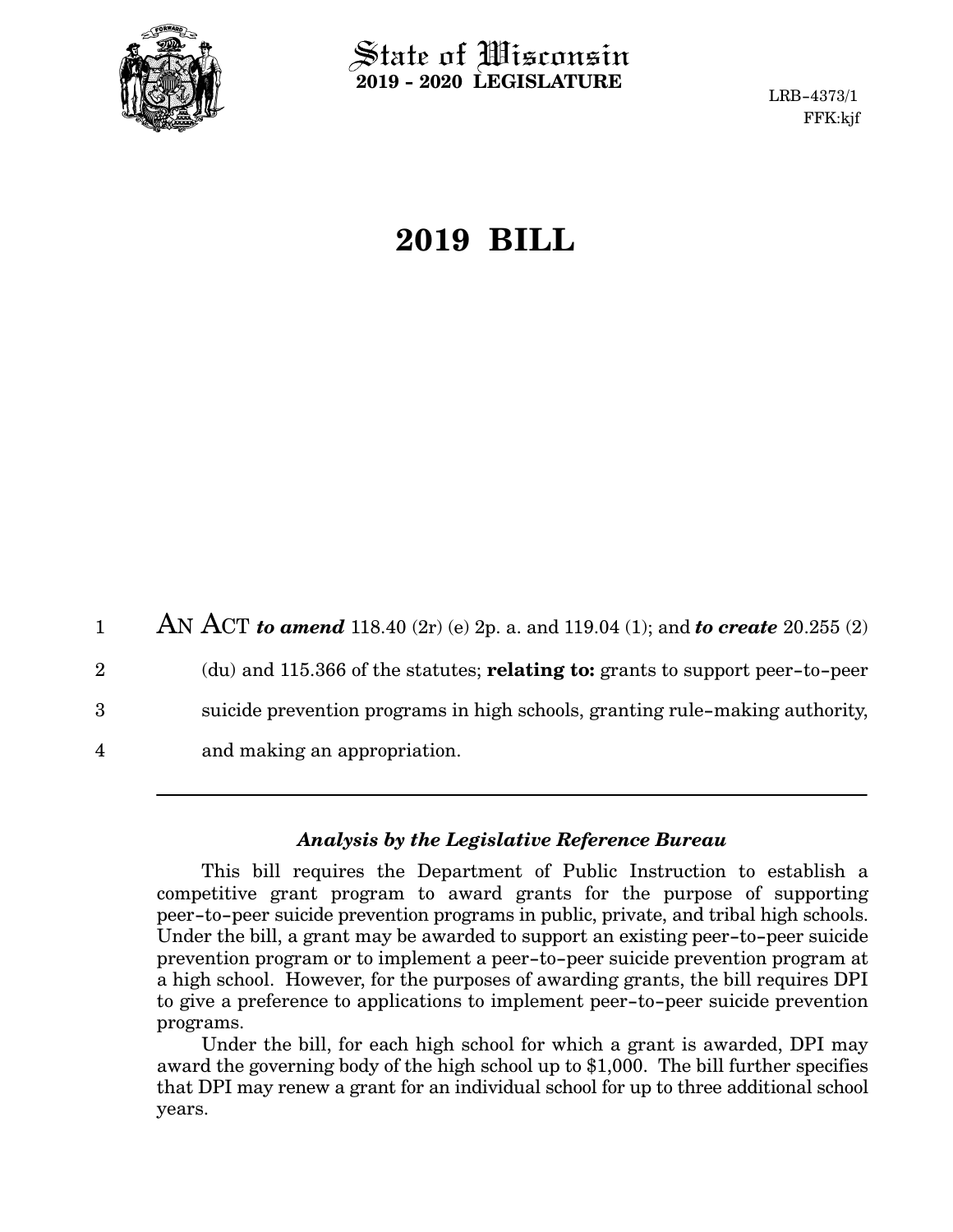State of Wisconsin
**2019 - 2020 LEGISLATURE**

LRB-4373/1
FFK:kjf

# 2019 BILL

AN ACT ***to amend*** 118.40 (2r) (e) 2p. a. and 119.04 (1); and ***to create*** 20.255 (2) (du) and 115.366 of the statutes; **relating to:** grants to support peer-to-peer suicide prevention programs in high schools, granting rule-making authority, and making an appropriation.

---

### *Analysis by the Legislative Reference Bureau*

This bill requires the Department of Public Instruction to establish a competitive grant program to award grants for the purpose of supporting peer-to-peer suicide prevention programs in public, private, and tribal high schools. Under the bill, a grant may be awarded to support an existing peer-to-peer suicide prevention program or to implement a peer-to-peer suicide prevention program at a high school. However, for the purposes of awarding grants, the bill requires DPI to give a preference to applications to implement peer-to-peer suicide prevention programs.

Under the bill, for each high school for which a grant is awarded, DPI may award the governing body of the high school up to $1,000. The bill further specifies that DPI may renew a grant for an individual school for up to three additional school years.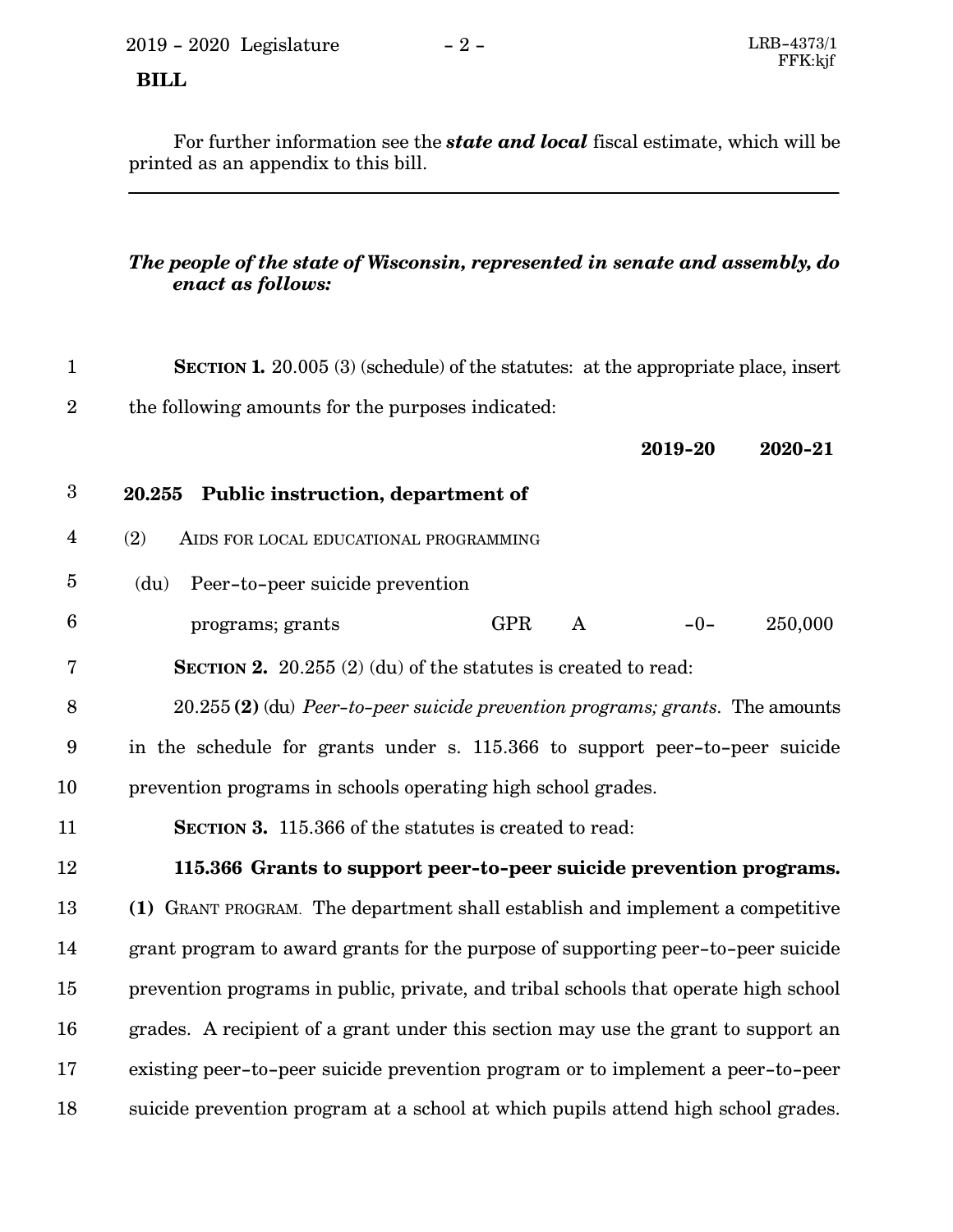For further information see the ***state and local*** fiscal estimate, which will be printed as an appendix to this bill.

---

***The people of the state of Wisconsin, represented in senate and assembly, do enact as follows:***

**SECTION 1.** 20.005 (3) (schedule) of the statutes: at the appropriate place, insert the following amounts for the purposes indicated:

| | | | **2019-20** | **2020-21** |
|---|---|---|---|---|
| **20.255 Public instruction, department of** | | | | |
| (2) AIDS FOR LOCAL EDUCATIONAL PROGRAMMING | | | | |
| (du) Peer-to-peer suicide prevention programs; grants | GPR | A | -0- | 250,000 |

**SECTION 2.** 20.255 (2) (du) of the statutes is created to read:

20.255 **(2)** (du) *Peer-to-peer suicide prevention programs; grants.* The amounts in the schedule for grants under s. 115.366 to support peer-to-peer suicide prevention programs in schools operating high school grades.

**SECTION 3.** 115.366 of the statutes is created to read:

**115.366 Grants to support peer-to-peer suicide prevention programs.** **(1)** GRANT PROGRAM. The department shall establish and implement a competitive grant program to award grants for the purpose of supporting peer-to-peer suicide prevention programs in public, private, and tribal schools that operate high school grades. A recipient of a grant under this section may use the grant to support an existing peer-to-peer suicide prevention program or to implement a peer-to-peer suicide prevention program at a school at which pupils attend high school grades.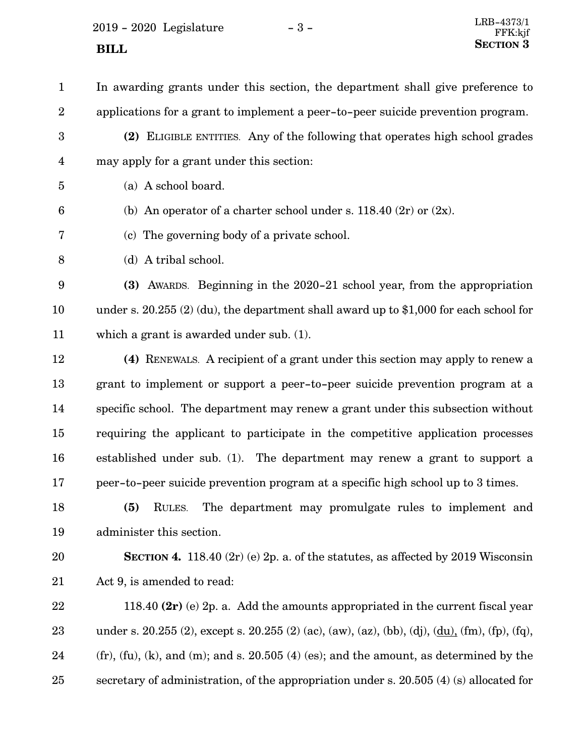In awarding grants under this section, the department shall give preference to applications for a grant to implement a peer-to-peer suicide prevention program.

**(2)** ELIGIBLE ENTITIES. Any of the following that operates high school grades may apply for a grant under this section:

(a) A school board.

(b) An operator of a charter school under s. 118.40 (2r) or (2x).

(c) The governing body of a private school.

(d) A tribal school.

**(3)** AWARDS. Beginning in the 2020-21 school year, from the appropriation under s. 20.255 (2) (du), the department shall award up to $1,000 for each school for which a grant is awarded under sub. (1).

**(4)** RENEWALS. A recipient of a grant under this section may apply to renew a grant to implement or support a peer-to-peer suicide prevention program at a specific school. The department may renew a grant under this subsection without requiring the applicant to participate in the competitive application processes established under sub. (1). The department may renew a grant to support a peer-to-peer suicide prevention program at a specific high school up to 3 times.

**(5)** RULES. The department may promulgate rules to implement and administer this section.

**SECTION 4.** 118.40 (2r) (e) 2p. a. of the statutes, as affected by 2019 Wisconsin Act 9, is amended to read:

118.40 **(2r)** (e) 2p. a. Add the amounts appropriated in the current fiscal year under s. 20.255 (2), except s. 20.255 (2) (ac), (aw), (az), (bb), (dj), <u>(du),</u> (fm), (fp), (fq), (fr), (fu), (k), and (m); and s. 20.505 (4) (es); and the amount, as determined by the secretary of administration, of the appropriation under s. 20.505 (4) (s) allocated for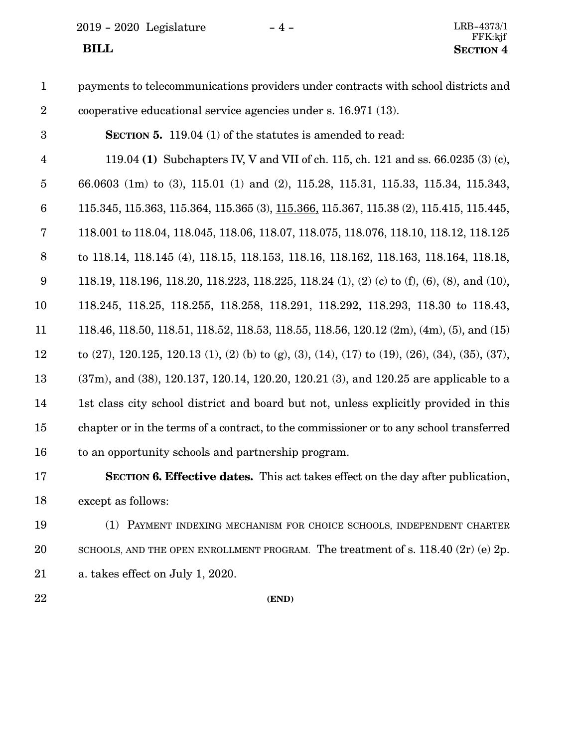payments to telecommunications providers under contracts with school districts and cooperative educational service agencies under s. 16.971 (13).

**SECTION 5.** 119.04 (1) of the statutes is amended to read:

119.04 **(1)** Subchapters IV, V and VII of ch. 115, ch. 121 and ss. 66.0235 (3) (c), 66.0603 (1m) to (3), 115.01 (1) and (2), 115.28, 115.31, 115.33, 115.34, 115.343, 115.345, 115.363, 115.364, 115.365 (3), <u>115.366,</u> 115.367, 115.38 (2), 115.415, 115.445, 118.001 to 118.04, 118.045, 118.06, 118.07, 118.075, 118.076, 118.10, 118.12, 118.125 to 118.14, 118.145 (4), 118.15, 118.153, 118.16, 118.162, 118.163, 118.164, 118.18, 118.19, 118.196, 118.20, 118.223, 118.225, 118.24 (1), (2) (c) to (f), (6), (8), and (10), 118.245, 118.25, 118.255, 118.258, 118.291, 118.292, 118.293, 118.30 to 118.43, 118.46, 118.50, 118.51, 118.52, 118.53, 118.55, 118.56, 120.12 (2m), (4m), (5), and (15) to (27), 120.125, 120.13 (1), (2) (b) to (g), (3), (14), (17) to (19), (26), (34), (35), (37), (37m), and (38), 120.137, 120.14, 120.20, 120.21 (3), and 120.25 are applicable to a 1st class city school district and board but not, unless explicitly provided in this chapter or in the terms of a contract, to the commissioner or to any school transferred to an opportunity schools and partnership program.

**SECTION 6. Effective dates.** This act takes effect on the day after publication, except as follows:

(1) PAYMENT INDEXING MECHANISM FOR CHOICE SCHOOLS, INDEPENDENT CHARTER SCHOOLS, AND THE OPEN ENROLLMENT PROGRAM. The treatment of s. 118.40 (2r) (e) 2p. a. takes effect on July 1, 2020.

**(END)**